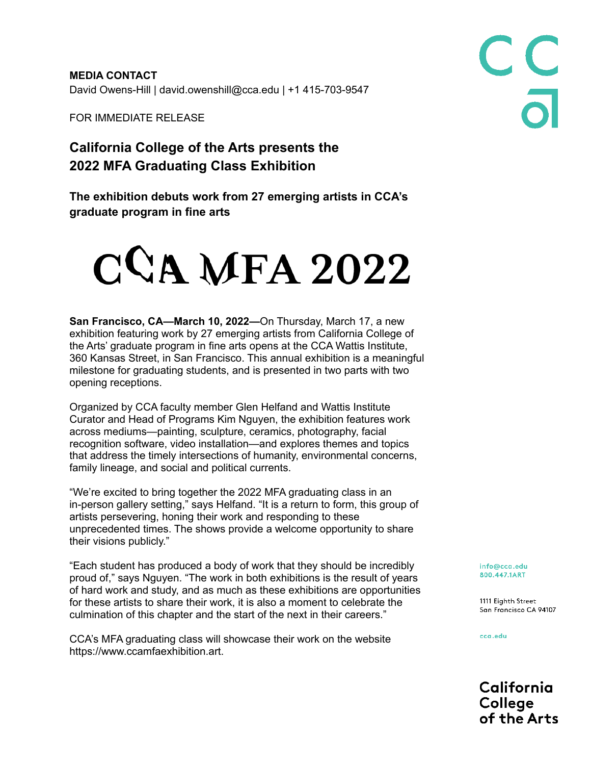**MEDIA CONTACT**
David Owens-Hill | david.owenshill@cca.edu | +1 415-703-9547

FOR IMMEDIATE RELEASE

# California College of the Arts presents the 2022 MFA Graduating Class Exhibition

## The exhibition debuts work from 27 emerging artists in CCA's graduate program in fine arts

CCA MFA 2022

**San Francisco, CA—March 10, 2022—**On Thursday, March 17, a new exhibition featuring work by 27 emerging artists from California College of the Arts' graduate program in fine arts opens at the CCA Wattis Institute, 360 Kansas Street, in San Francisco. This annual exhibition is a meaningful milestone for graduating students, and is presented in two parts with two opening receptions.

Organized by CCA faculty member Glen Helfand and Wattis Institute Curator and Head of Programs Kim Nguyen, the exhibition features work across mediums—painting, sculpture, ceramics, photography, facial recognition software, video installation—and explores themes and topics that address the timely intersections of humanity, environmental concerns, family lineage, and social and political currents.

"We're excited to bring together the 2022 MFA graduating class in an in-person gallery setting," says Helfand. "It is a return to form, this group of artists persevering, honing their work and responding to these unprecedented times. The shows provide a welcome opportunity to share their visions publicly."

"Each student has produced a body of work that they should be incredibly proud of," says Nguyen. "The work in both exhibitions is the result of years of hard work and study, and as much as these exhibitions are opportunities for these artists to share their work, it is also a moment to celebrate the culmination of this chapter and the start of the next in their careers."

CCA's MFA graduating class will showcase their work on the website https://www.ccamfaexhibition.art.

info@cca.edu
800.447.1ART

1111 Eighth Street
San Francisco CA 94107

cca.edu

California College of the Arts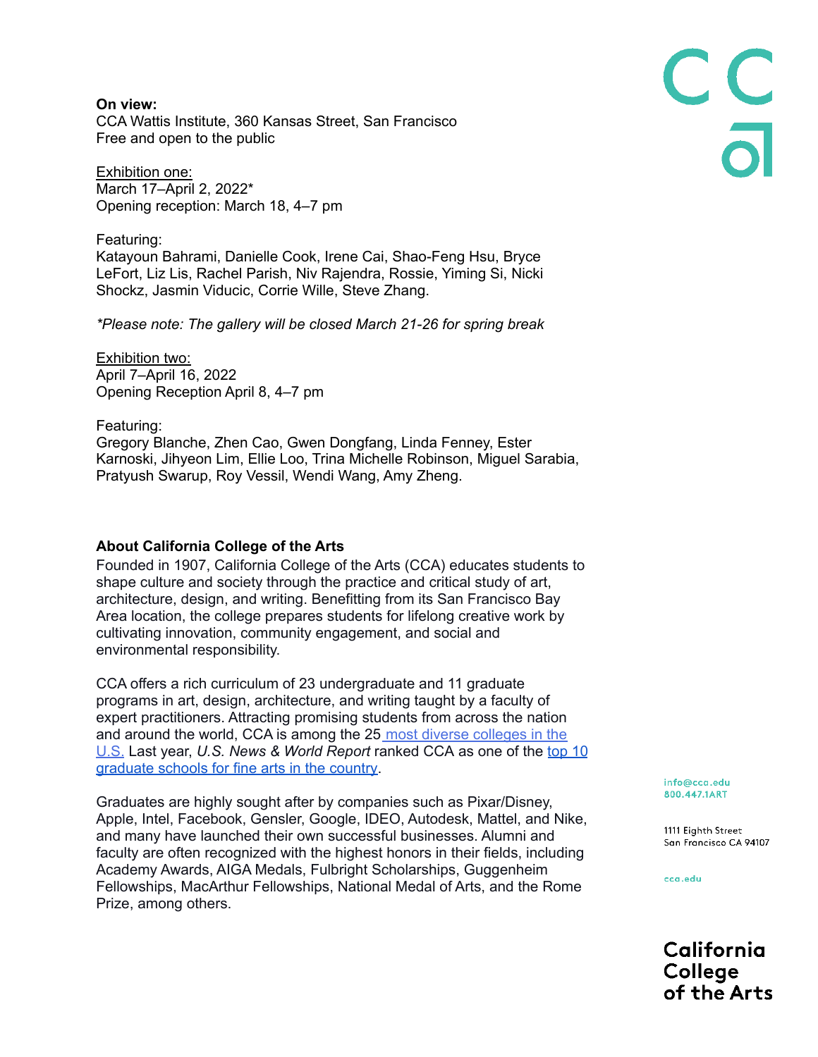**On view:**
CCA Wattis Institute, 360 Kansas Street, San Francisco
Free and open to the public

Exhibition one:
March 17–April 2, 2022*
Opening reception: March 18, 4–7 pm

Featuring:
Katayoun Bahrami, Danielle Cook, Irene Cai, Shao-Feng Hsu, Bryce LeFort, Liz Lis, Rachel Parish, Niv Rajendra, Rossie, Yiming Si, Nicki Shockz, Jasmin Viducic, Corrie Wille, Steve Zhang.

*\*Please note: The gallery will be closed March 21-26 for spring break*

Exhibition two:
April 7–April 16, 2022
Opening Reception April 8, 4–7 pm

Featuring:
Gregory Blanche, Zhen Cao, Gwen Dongfang, Linda Fenney, Ester Karnoski, Jihyeon Lim, Ellie Loo, Trina Michelle Robinson, Miguel Sarabia, Pratyush Swarup, Roy Vessil, Wendi Wang, Amy Zheng.

**About California College of the Arts**

Founded in 1907, California College of the Arts (CCA) educates students to shape culture and society through the practice and critical study of art, architecture, design, and writing. Benefitting from its San Francisco Bay Area location, the college prepares students for lifelong creative work by cultivating innovation, community engagement, and social and environmental responsibility.

CCA offers a rich curriculum of 23 undergraduate and 11 graduate programs in art, design, architecture, and writing taught by a faculty of expert practitioners. Attracting promising students from across the nation and around the world, CCA is among the 25 most diverse colleges in the U.S. Last year, *U.S. News & World Report* ranked CCA as one of the top 10 graduate schools for fine arts in the country.

Graduates are highly sought after by companies such as Pixar/Disney, Apple, Intel, Facebook, Gensler, Google, IDEO, Autodesk, Mattel, and Nike, and many have launched their own successful businesses. Alumni and faculty are often recognized with the highest honors in their fields, including Academy Awards, AIGA Medals, Fulbright Scholarships, Guggenheim Fellowships, MacArthur Fellowships, National Medal of Arts, and the Rome Prize, among others.

info@cca.edu
800.447.1ART

1111 Eighth Street
San Francisco CA 94107

cca.edu

California College of the Arts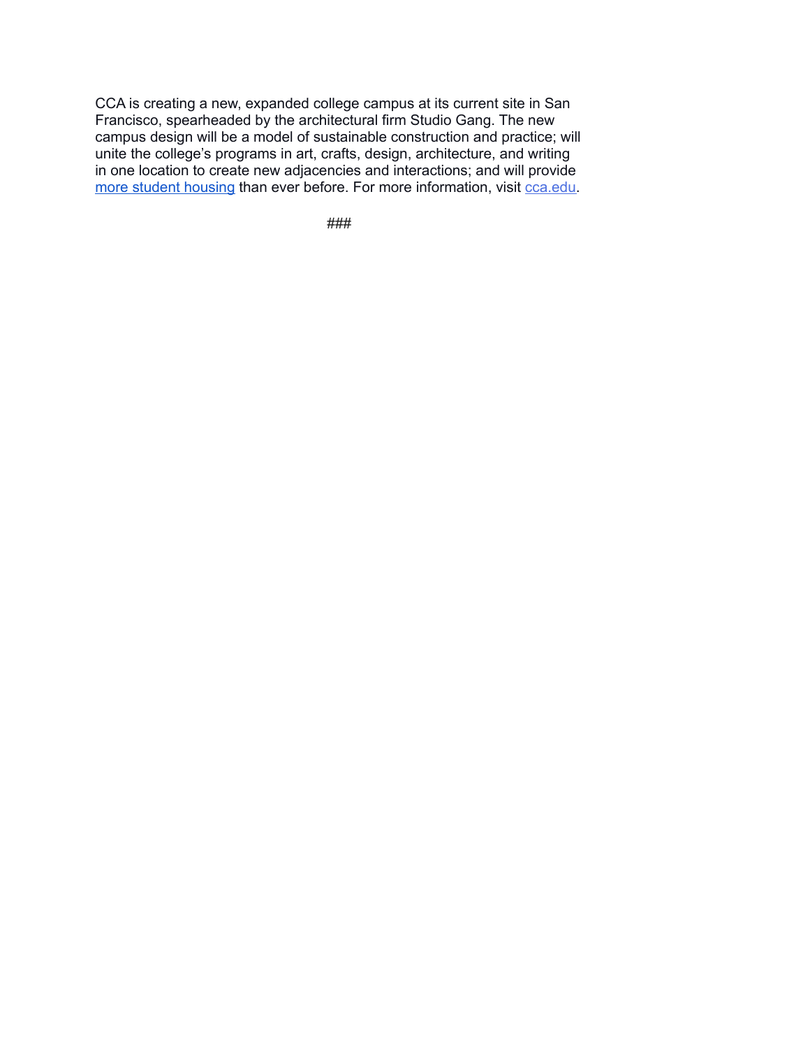CCA is creating a new, expanded college campus at its current site in San Francisco, spearheaded by the architectural firm Studio Gang. The new campus design will be a model of sustainable construction and practice; will unite the college's programs in art, crafts, design, architecture, and writing in one location to create new adjacencies and interactions; and will provide more student housing than ever before. For more information, visit cca.edu.

###